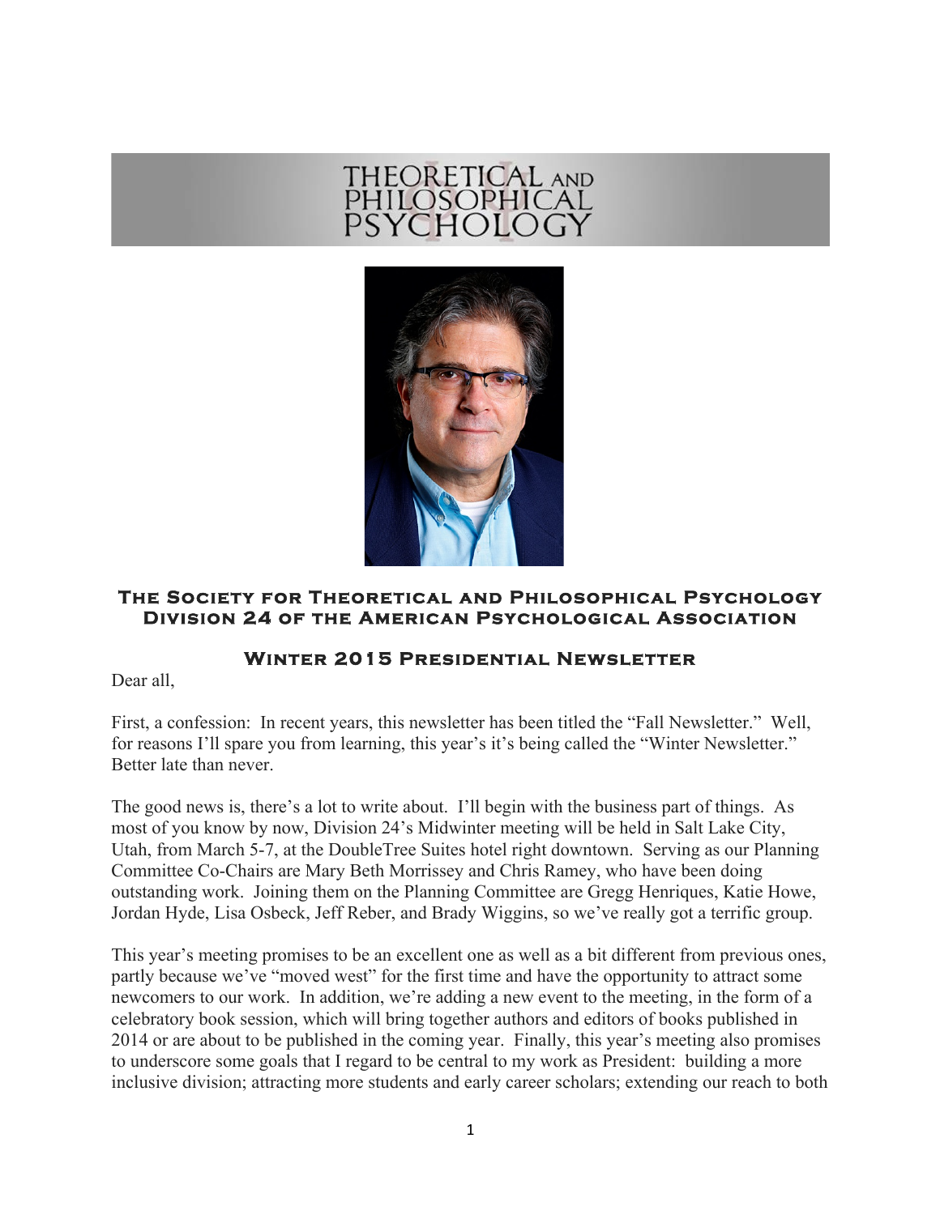# THEORETICAL AND PHILOSOPHICAL PSYCHOLOGY

## The Society for Theoretical and Philosophical Psychology
## Division 24 of the American Psychological Association

### Winter 2015 Presidential Newsletter

Dear all,

First, a confession: In recent years, this newsletter has been titled the "Fall Newsletter." Well, for reasons I'll spare you from learning, this year's it's being called the "Winter Newsletter." Better late than never.

The good news is, there's a lot to write about. I'll begin with the business part of things. As most of you know by now, Division 24's Midwinter meeting will be held in Salt Lake City, Utah, from March 5-7, at the DoubleTree Suites hotel right downtown. Serving as our Planning Committee Co-Chairs are Mary Beth Morrissey and Chris Ramey, who have been doing outstanding work. Joining them on the Planning Committee are Gregg Henriques, Katie Howe, Jordan Hyde, Lisa Osbeck, Jeff Reber, and Brady Wiggins, so we've really got a terrific group.

This year's meeting promises to be an excellent one as well as a bit different from previous ones, partly because we've "moved west" for the first time and have the opportunity to attract some newcomers to our work. In addition, we're adding a new event to the meeting, in the form of a celebratory book session, which will bring together authors and editors of books published in 2014 or are about to be published in the coming year. Finally, this year's meeting also promises to underscore some goals that I regard to be central to my work as President: building a more inclusive division; attracting more students and early career scholars; extending our reach to both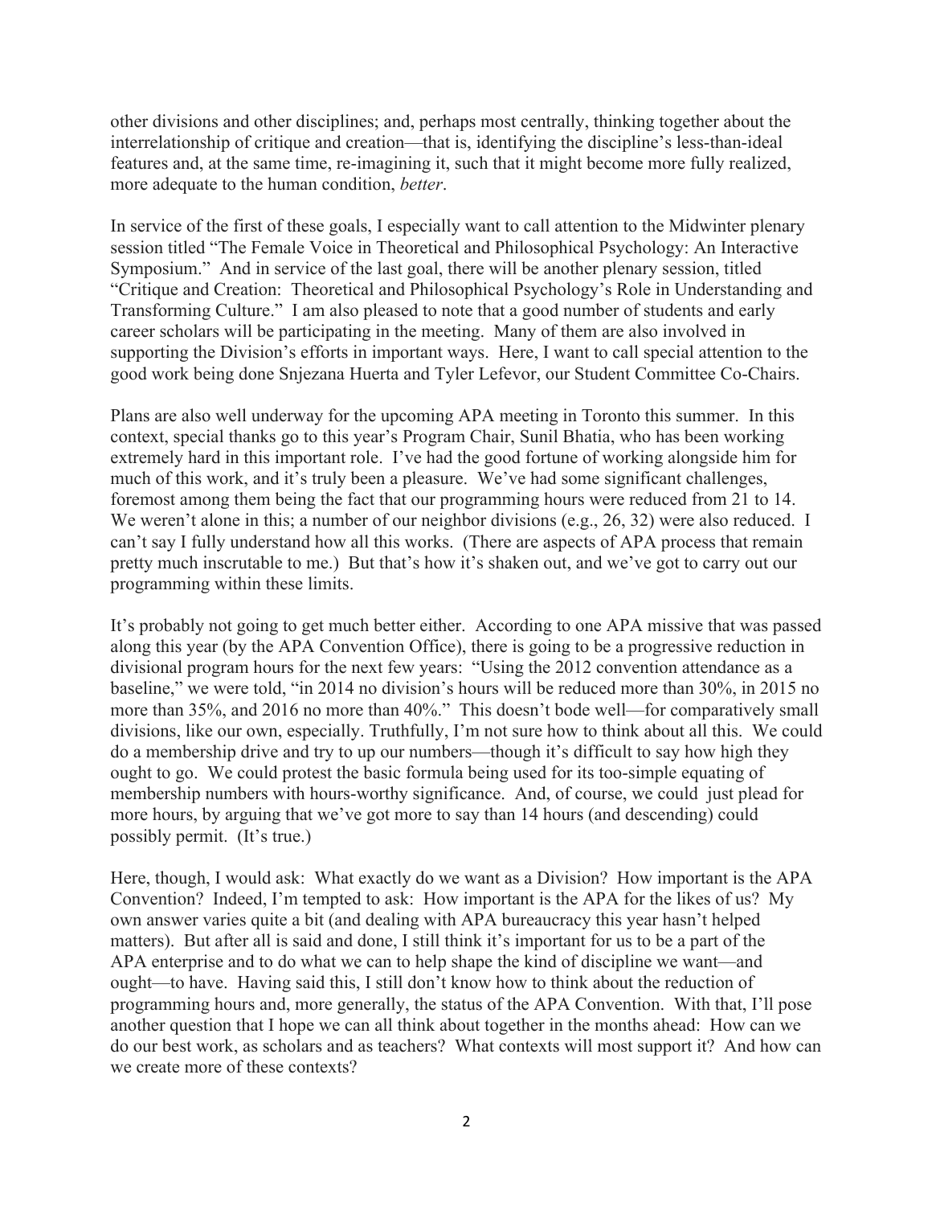other divisions and other disciplines; and, perhaps most centrally, thinking together about the interrelationship of critique and creation—that is, identifying the discipline's less-than-ideal features and, at the same time, re-imagining it, such that it might become more fully realized, more adequate to the human condition, *better*.

In service of the first of these goals, I especially want to call attention to the Midwinter plenary session titled "The Female Voice in Theoretical and Philosophical Psychology: An Interactive Symposium." And in service of the last goal, there will be another plenary session, titled "Critique and Creation: Theoretical and Philosophical Psychology's Role in Understanding and Transforming Culture." I am also pleased to note that a good number of students and early career scholars will be participating in the meeting. Many of them are also involved in supporting the Division's efforts in important ways. Here, I want to call special attention to the good work being done Snjezana Huerta and Tyler Lefevor, our Student Committee Co-Chairs.

Plans are also well underway for the upcoming APA meeting in Toronto this summer. In this context, special thanks go to this year's Program Chair, Sunil Bhatia, who has been working extremely hard in this important role. I've had the good fortune of working alongside him for much of this work, and it's truly been a pleasure. We've had some significant challenges, foremost among them being the fact that our programming hours were reduced from 21 to 14. We weren't alone in this; a number of our neighbor divisions (e.g., 26, 32) were also reduced. I can't say I fully understand how all this works. (There are aspects of APA process that remain pretty much inscrutable to me.) But that's how it's shaken out, and we've got to carry out our programming within these limits.

It's probably not going to get much better either. According to one APA missive that was passed along this year (by the APA Convention Office), there is going to be a progressive reduction in divisional program hours for the next few years: "Using the 2012 convention attendance as a baseline," we were told, "in 2014 no division's hours will be reduced more than 30%, in 2015 no more than 35%, and 2016 no more than 40%." This doesn't bode well—for comparatively small divisions, like our own, especially. Truthfully, I'm not sure how to think about all this. We could do a membership drive and try to up our numbers—though it's difficult to say how high they ought to go. We could protest the basic formula being used for its too-simple equating of membership numbers with hours-worthy significance. And, of course, we could just plead for more hours, by arguing that we've got more to say than 14 hours (and descending) could possibly permit. (It's true.)

Here, though, I would ask: What exactly do we want as a Division? How important is the APA Convention? Indeed, I'm tempted to ask: How important is the APA for the likes of us? My own answer varies quite a bit (and dealing with APA bureaucracy this year hasn't helped matters). But after all is said and done, I still think it's important for us to be a part of the APA enterprise and to do what we can to help shape the kind of discipline we want—and ought—to have. Having said this, I still don't know how to think about the reduction of programming hours and, more generally, the status of the APA Convention. With that, I'll pose another question that I hope we can all think about together in the months ahead: How can we do our best work, as scholars and as teachers? What contexts will most support it? And how can we create more of these contexts?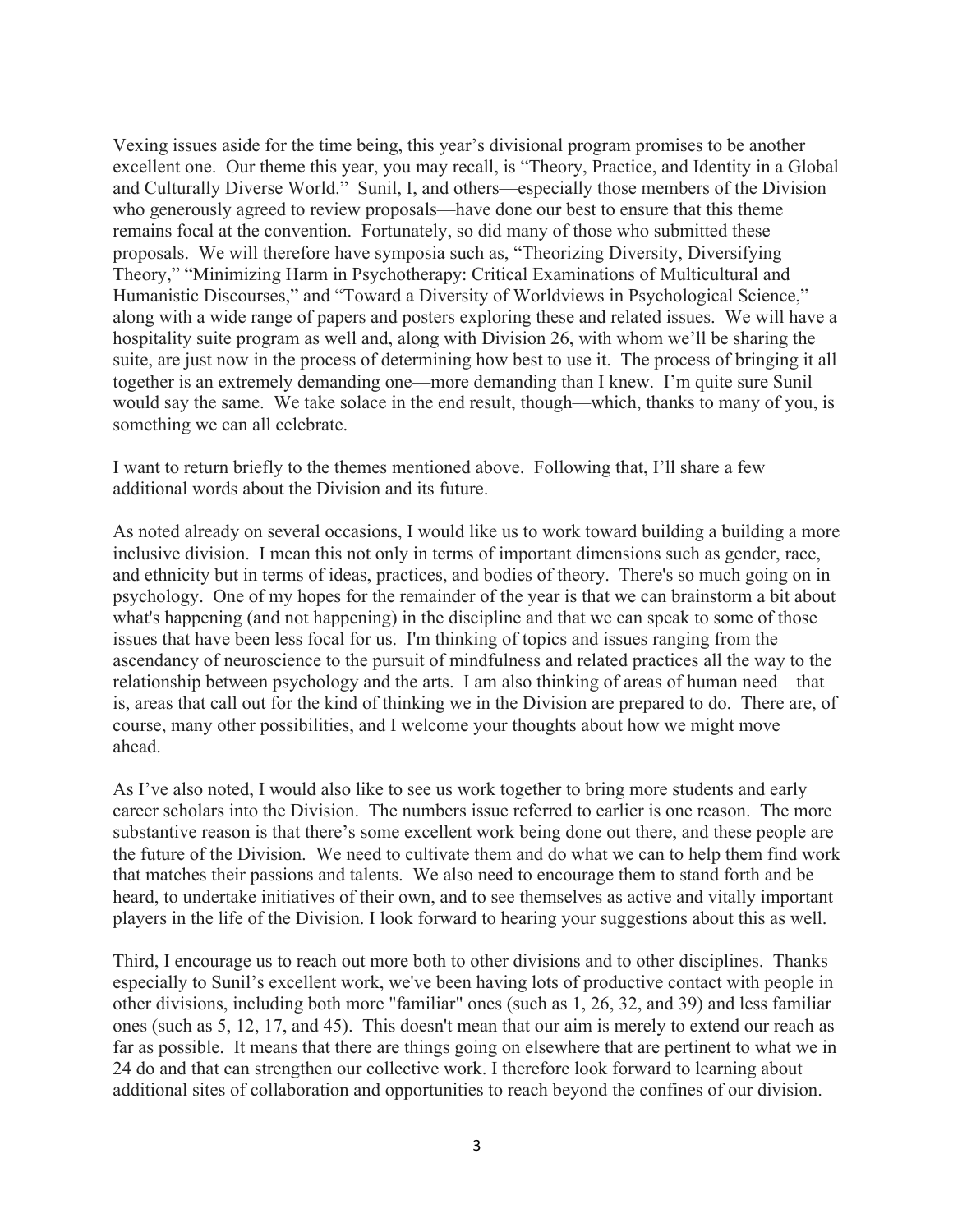Vexing issues aside for the time being, this year's divisional program promises to be another excellent one. Our theme this year, you may recall, is "Theory, Practice, and Identity in a Global and Culturally Diverse World." Sunil, I, and others—especially those members of the Division who generously agreed to review proposals—have done our best to ensure that this theme remains focal at the convention. Fortunately, so did many of those who submitted these proposals. We will therefore have symposia such as, "Theorizing Diversity, Diversifying Theory," "Minimizing Harm in Psychotherapy: Critical Examinations of Multicultural and Humanistic Discourses," and "Toward a Diversity of Worldviews in Psychological Science," along with a wide range of papers and posters exploring these and related issues. We will have a hospitality suite program as well and, along with Division 26, with whom we'll be sharing the suite, are just now in the process of determining how best to use it. The process of bringing it all together is an extremely demanding one—more demanding than I knew. I'm quite sure Sunil would say the same. We take solace in the end result, though—which, thanks to many of you, is something we can all celebrate.

I want to return briefly to the themes mentioned above. Following that, I'll share a few additional words about the Division and its future.

As noted already on several occasions, I would like us to work toward building a building a more inclusive division. I mean this not only in terms of important dimensions such as gender, race, and ethnicity but in terms of ideas, practices, and bodies of theory. There's so much going on in psychology. One of my hopes for the remainder of the year is that we can brainstorm a bit about what's happening (and not happening) in the discipline and that we can speak to some of those issues that have been less focal for us. I'm thinking of topics and issues ranging from the ascendancy of neuroscience to the pursuit of mindfulness and related practices all the way to the relationship between psychology and the arts. I am also thinking of areas of human need—that is, areas that call out for the kind of thinking we in the Division are prepared to do. There are, of course, many other possibilities, and I welcome your thoughts about how we might move ahead.

As I've also noted, I would also like to see us work together to bring more students and early career scholars into the Division. The numbers issue referred to earlier is one reason. The more substantive reason is that there's some excellent work being done out there, and these people are the future of the Division. We need to cultivate them and do what we can to help them find work that matches their passions and talents. We also need to encourage them to stand forth and be heard, to undertake initiatives of their own, and to see themselves as active and vitally important players in the life of the Division. I look forward to hearing your suggestions about this as well.

Third, I encourage us to reach out more both to other divisions and to other disciplines. Thanks especially to Sunil's excellent work, we've been having lots of productive contact with people in other divisions, including both more "familiar" ones (such as 1, 26, 32, and 39) and less familiar ones (such as 5, 12, 17, and 45). This doesn't mean that our aim is merely to extend our reach as far as possible. It means that there are things going on elsewhere that are pertinent to what we in 24 do and that can strengthen our collective work. I therefore look forward to learning about additional sites of collaboration and opportunities to reach beyond the confines of our division.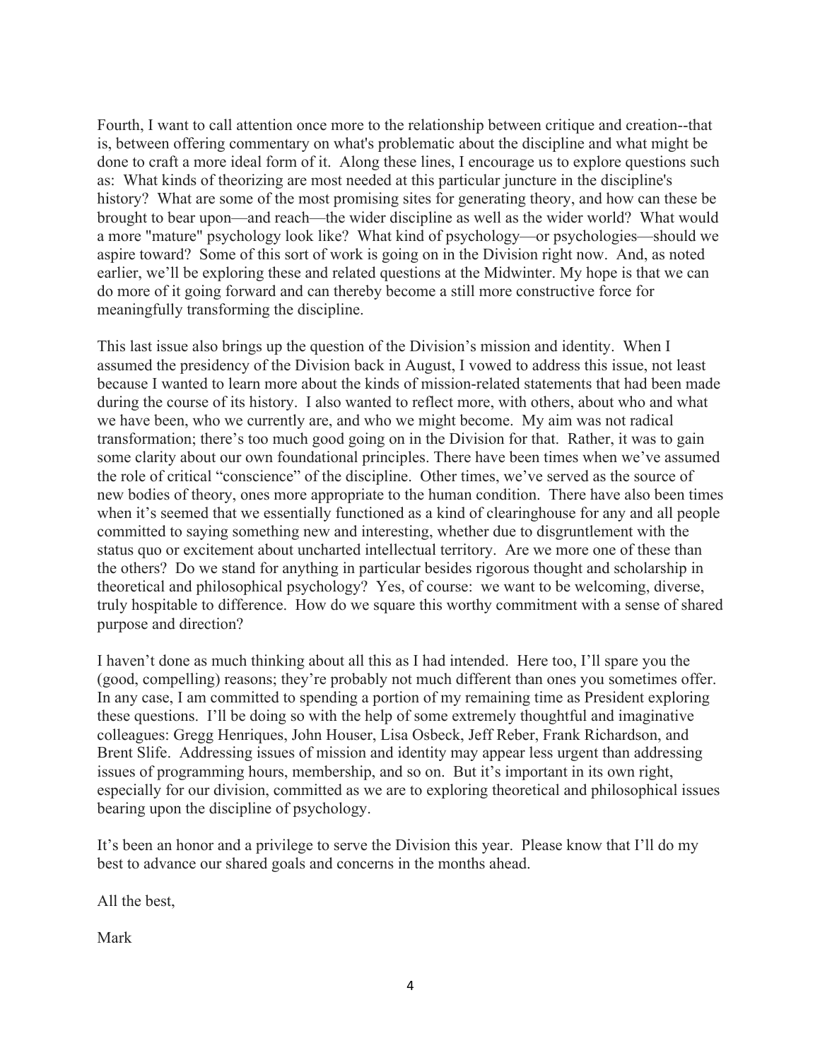Fourth, I want to call attention once more to the relationship between critique and creation--that is, between offering commentary on what's problematic about the discipline and what might be done to craft a more ideal form of it. Along these lines, I encourage us to explore questions such as: What kinds of theorizing are most needed at this particular juncture in the discipline's history? What are some of the most promising sites for generating theory, and how can these be brought to bear upon—and reach—the wider discipline as well as the wider world? What would a more "mature" psychology look like? What kind of psychology—or psychologies—should we aspire toward? Some of this sort of work is going on in the Division right now. And, as noted earlier, we'll be exploring these and related questions at the Midwinter. My hope is that we can do more of it going forward and can thereby become a still more constructive force for meaningfully transforming the discipline.

This last issue also brings up the question of the Division's mission and identity. When I assumed the presidency of the Division back in August, I vowed to address this issue, not least because I wanted to learn more about the kinds of mission-related statements that had been made during the course of its history. I also wanted to reflect more, with others, about who and what we have been, who we currently are, and who we might become. My aim was not radical transformation; there's too much good going on in the Division for that. Rather, it was to gain some clarity about our own foundational principles. There have been times when we've assumed the role of critical "conscience" of the discipline. Other times, we've served as the source of new bodies of theory, ones more appropriate to the human condition. There have also been times when it's seemed that we essentially functioned as a kind of clearinghouse for any and all people committed to saying something new and interesting, whether due to disgruntlement with the status quo or excitement about uncharted intellectual territory. Are we more one of these than the others? Do we stand for anything in particular besides rigorous thought and scholarship in theoretical and philosophical psychology? Yes, of course: we want to be welcoming, diverse, truly hospitable to difference. How do we square this worthy commitment with a sense of shared purpose and direction?

I haven't done as much thinking about all this as I had intended. Here too, I'll spare you the (good, compelling) reasons; they're probably not much different than ones you sometimes offer. In any case, I am committed to spending a portion of my remaining time as President exploring these questions. I'll be doing so with the help of some extremely thoughtful and imaginative colleagues: Gregg Henriques, John Houser, Lisa Osbeck, Jeff Reber, Frank Richardson, and Brent Slife. Addressing issues of mission and identity may appear less urgent than addressing issues of programming hours, membership, and so on. But it's important in its own right, especially for our division, committed as we are to exploring theoretical and philosophical issues bearing upon the discipline of psychology.

It's been an honor and a privilege to serve the Division this year. Please know that I'll do my best to advance our shared goals and concerns in the months ahead.

All the best,

Mark